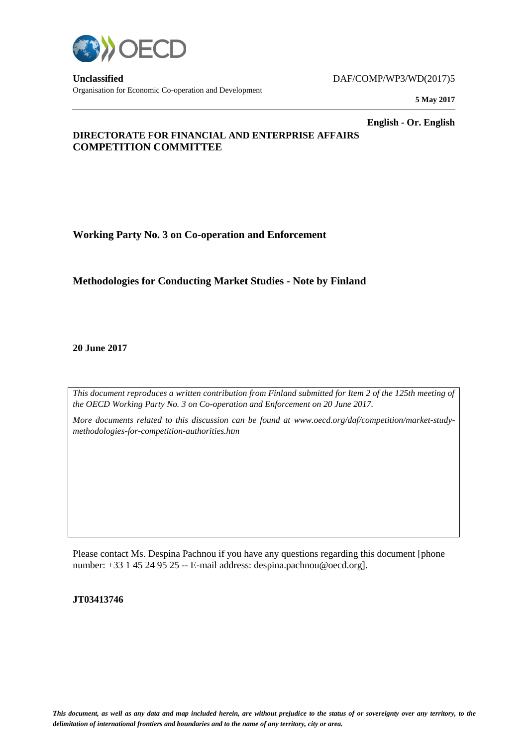**Unclassified** DAF/COMP/WP3/WD(2017)5

Organisation for Economic Co-operation and Development

**5 May 2017**

**English - Or. English**

**DIRECTORATE FOR FINANCIAL AND ENTERPRISE AFFAIRS**
**COMPETITION COMMITTEE**

## Working Party No. 3 on Co-operation and Enforcement

## Methodologies for Conducting Market Studies - Note by Finland

**20 June 2017**

*This document reproduces a written contribution from Finland submitted for Item 2 of the 125th meeting of the OECD Working Party No. 3 on Co-operation and Enforcement on 20 June 2017.*

*More documents related to this discussion can be found at www.oecd.org/daf/competition/market-study-methodologies-for-competition-authorities.htm*

Please contact Ms. Despina Pachnou if you have any questions regarding this document [phone number: +33 1 45 24 95 25 -- E-mail address: despina.pachnou@oecd.org].

**JT03413746**

*This document, as well as any data and map included herein, are without prejudice to the status of or sovereignty over any territory, to the delimitation of international frontiers and boundaries and to the name of any territory, city or area.*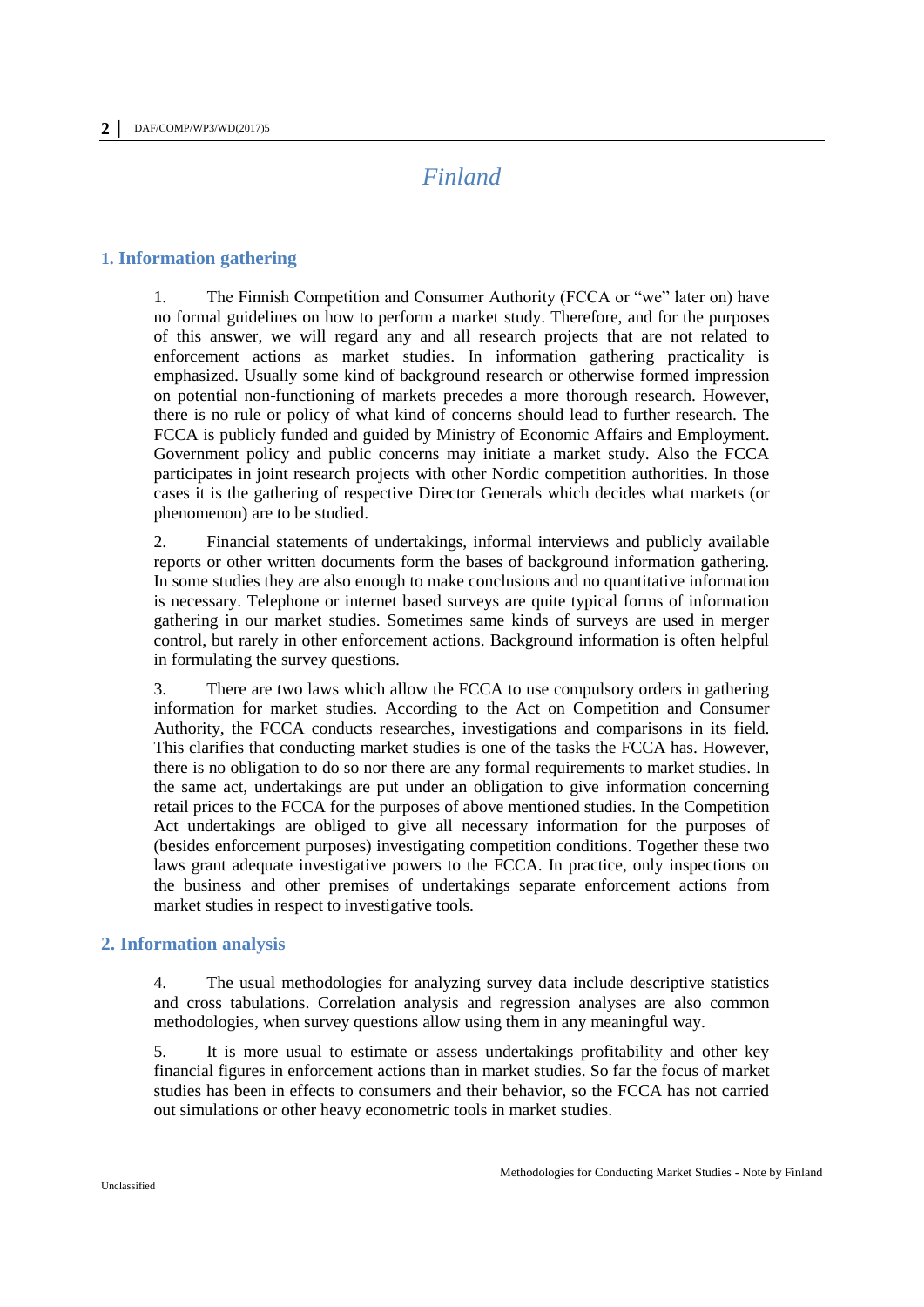# Finland

## 1. Information gathering

1. The Finnish Competition and Consumer Authority (FCCA or "we" later on) have no formal guidelines on how to perform a market study. Therefore, and for the purposes of this answer, we will regard any and all research projects that are not related to enforcement actions as market studies. In information gathering practicality is emphasized. Usually some kind of background research or otherwise formed impression on potential non-functioning of markets precedes a more thorough research. However, there is no rule or policy of what kind of concerns should lead to further research. The FCCA is publicly funded and guided by Ministry of Economic Affairs and Employment. Government policy and public concerns may initiate a market study. Also the FCCA participates in joint research projects with other Nordic competition authorities. In those cases it is the gathering of respective Director Generals which decides what markets (or phenomenon) are to be studied.

2. Financial statements of undertakings, informal interviews and publicly available reports or other written documents form the bases of background information gathering. In some studies they are also enough to make conclusions and no quantitative information is necessary. Telephone or internet based surveys are quite typical forms of information gathering in our market studies. Sometimes same kinds of surveys are used in merger control, but rarely in other enforcement actions. Background information is often helpful in formulating the survey questions.

3. There are two laws which allow the FCCA to use compulsory orders in gathering information for market studies. According to the Act on Competition and Consumer Authority, the FCCA conducts researches, investigations and comparisons in its field. This clarifies that conducting market studies is one of the tasks the FCCA has. However, there is no obligation to do so nor there are any formal requirements to market studies. In the same act, undertakings are put under an obligation to give information concerning retail prices to the FCCA for the purposes of above mentioned studies. In the Competition Act undertakings are obliged to give all necessary information for the purposes of (besides enforcement purposes) investigating competition conditions. Together these two laws grant adequate investigative powers to the FCCA. In practice, only inspections on the business and other premises of undertakings separate enforcement actions from market studies in respect to investigative tools.

## 2. Information analysis

4. The usual methodologies for analyzing survey data include descriptive statistics and cross tabulations. Correlation analysis and regression analyses are also common methodologies, when survey questions allow using them in any meaningful way.

5. It is more usual to estimate or assess undertakings profitability and other key financial figures in enforcement actions than in market studies. So far the focus of market studies has been in effects to consumers and their behavior, so the FCCA has not carried out simulations or other heavy econometric tools in market studies.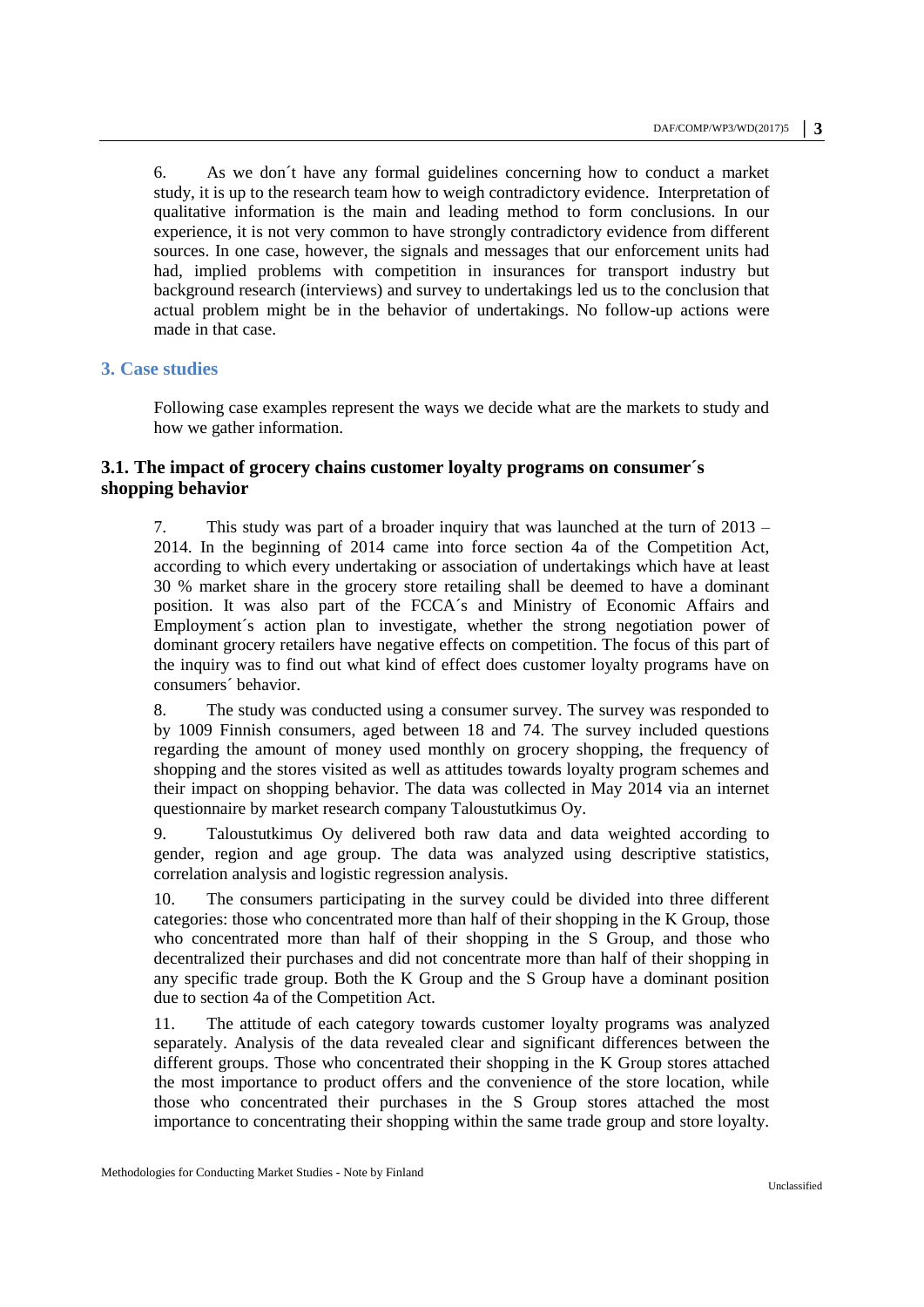6. As we don´t have any formal guidelines concerning how to conduct a market study, it is up to the research team how to weigh contradictory evidence. Interpretation of qualitative information is the main and leading method to form conclusions. In our experience, it is not very common to have strongly contradictory evidence from different sources. In one case, however, the signals and messages that our enforcement units had had, implied problems with competition in insurances for transport industry but background research (interviews) and survey to undertakings led us to the conclusion that actual problem might be in the behavior of undertakings. No follow-up actions were made in that case.

## 3. Case studies

Following case examples represent the ways we decide what are the markets to study and how we gather information.

### 3.1. The impact of grocery chains customer loyalty programs on consumer´s shopping behavior

7. This study was part of a broader inquiry that was launched at the turn of 2013 – 2014. In the beginning of 2014 came into force section 4a of the Competition Act, according to which every undertaking or association of undertakings which have at least 30 % market share in the grocery store retailing shall be deemed to have a dominant position. It was also part of the FCCA´s and Ministry of Economic Affairs and Employment´s action plan to investigate, whether the strong negotiation power of dominant grocery retailers have negative effects on competition. The focus of this part of the inquiry was to find out what kind of effect does customer loyalty programs have on consumers´ behavior.

8. The study was conducted using a consumer survey. The survey was responded to by 1009 Finnish consumers, aged between 18 and 74. The survey included questions regarding the amount of money used monthly on grocery shopping, the frequency of shopping and the stores visited as well as attitudes towards loyalty program schemes and their impact on shopping behavior. The data was collected in May 2014 via an internet questionnaire by market research company Taloustutkimus Oy.

9. Taloustutkimus Oy delivered both raw data and data weighted according to gender, region and age group. The data was analyzed using descriptive statistics, correlation analysis and logistic regression analysis.

10. The consumers participating in the survey could be divided into three different categories: those who concentrated more than half of their shopping in the K Group, those who concentrated more than half of their shopping in the S Group, and those who decentralized their purchases and did not concentrate more than half of their shopping in any specific trade group. Both the K Group and the S Group have a dominant position due to section 4a of the Competition Act.

11. The attitude of each category towards customer loyalty programs was analyzed separately. Analysis of the data revealed clear and significant differences between the different groups. Those who concentrated their shopping in the K Group stores attached the most importance to product offers and the convenience of the store location, while those who concentrated their purchases in the S Group stores attached the most importance to concentrating their shopping within the same trade group and store loyalty.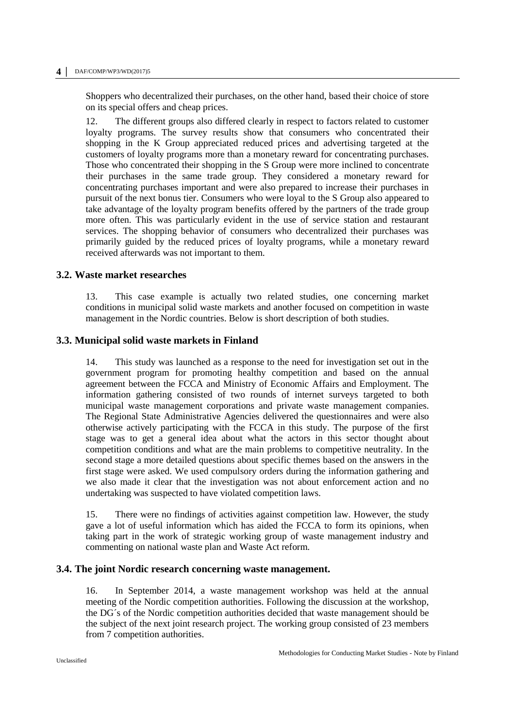Shoppers who decentralized their purchases, on the other hand, based their choice of store on its special offers and cheap prices.

12. The different groups also differed clearly in respect to factors related to customer loyalty programs. The survey results show that consumers who concentrated their shopping in the K Group appreciated reduced prices and advertising targeted at the customers of loyalty programs more than a monetary reward for concentrating purchases. Those who concentrated their shopping in the S Group were more inclined to concentrate their purchases in the same trade group. They considered a monetary reward for concentrating purchases important and were also prepared to increase their purchases in pursuit of the next bonus tier. Consumers who were loyal to the S Group also appeared to take advantage of the loyalty program benefits offered by the partners of the trade group more often. This was particularly evident in the use of service station and restaurant services. The shopping behavior of consumers who decentralized their purchases was primarily guided by the reduced prices of loyalty programs, while a monetary reward received afterwards was not important to them.

### 3.2. Waste market researches

13. This case example is actually two related studies, one concerning market conditions in municipal solid waste markets and another focused on competition in waste management in the Nordic countries. Below is short description of both studies.

### 3.3. Municipal solid waste markets in Finland

14. This study was launched as a response to the need for investigation set out in the government program for promoting healthy competition and based on the annual agreement between the FCCA and Ministry of Economic Affairs and Employment. The information gathering consisted of two rounds of internet surveys targeted to both municipal waste management corporations and private waste management companies. The Regional State Administrative Agencies delivered the questionnaires and were also otherwise actively participating with the FCCA in this study. The purpose of the first stage was to get a general idea about what the actors in this sector thought about competition conditions and what are the main problems to competitive neutrality. In the second stage a more detailed questions about specific themes based on the answers in the first stage were asked. We used compulsory orders during the information gathering and we also made it clear that the investigation was not about enforcement action and no undertaking was suspected to have violated competition laws.

15. There were no findings of activities against competition law. However, the study gave a lot of useful information which has aided the FCCA to form its opinions, when taking part in the work of strategic working group of waste management industry and commenting on national waste plan and Waste Act reform.

### 3.4. The joint Nordic research concerning waste management.

16. In September 2014, a waste management workshop was held at the annual meeting of the Nordic competition authorities. Following the discussion at the workshop, the DG´s of the Nordic competition authorities decided that waste management should be the subject of the next joint research project. The working group consisted of 23 members from 7 competition authorities.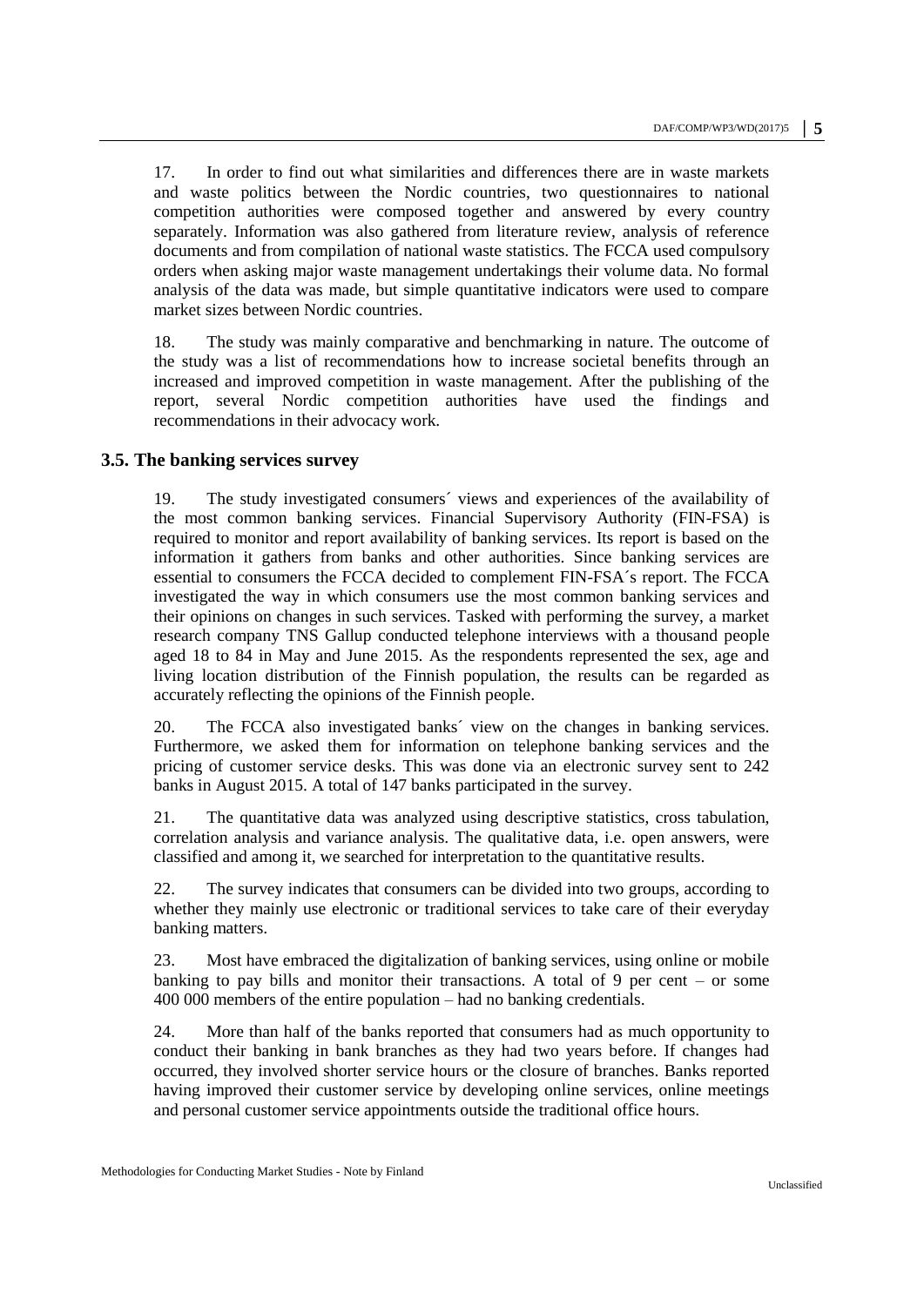17. In order to find out what similarities and differences there are in waste markets and waste politics between the Nordic countries, two questionnaires to national competition authorities were composed together and answered by every country separately. Information was also gathered from literature review, analysis of reference documents and from compilation of national waste statistics. The FCCA used compulsory orders when asking major waste management undertakings their volume data. No formal analysis of the data was made, but simple quantitative indicators were used to compare market sizes between Nordic countries.

18. The study was mainly comparative and benchmarking in nature. The outcome of the study was a list of recommendations how to increase societal benefits through an increased and improved competition in waste management. After the publishing of the report, several Nordic competition authorities have used the findings and recommendations in their advocacy work.

### 3.5. The banking services survey

19. The study investigated consumers´ views and experiences of the availability of the most common banking services. Financial Supervisory Authority (FIN-FSA) is required to monitor and report availability of banking services. Its report is based on the information it gathers from banks and other authorities. Since banking services are essential to consumers the FCCA decided to complement FIN-FSA´s report. The FCCA investigated the way in which consumers use the most common banking services and their opinions on changes in such services. Tasked with performing the survey, a market research company TNS Gallup conducted telephone interviews with a thousand people aged 18 to 84 in May and June 2015. As the respondents represented the sex, age and living location distribution of the Finnish population, the results can be regarded as accurately reflecting the opinions of the Finnish people.

20. The FCCA also investigated banks´ view on the changes in banking services. Furthermore, we asked them for information on telephone banking services and the pricing of customer service desks. This was done via an electronic survey sent to 242 banks in August 2015. A total of 147 banks participated in the survey.

21. The quantitative data was analyzed using descriptive statistics, cross tabulation, correlation analysis and variance analysis. The qualitative data, i.e. open answers, were classified and among it, we searched for interpretation to the quantitative results.

22. The survey indicates that consumers can be divided into two groups, according to whether they mainly use electronic or traditional services to take care of their everyday banking matters.

23. Most have embraced the digitalization of banking services, using online or mobile banking to pay bills and monitor their transactions. A total of 9 per cent – or some 400 000 members of the entire population – had no banking credentials.

24. More than half of the banks reported that consumers had as much opportunity to conduct their banking in bank branches as they had two years before. If changes had occurred, they involved shorter service hours or the closure of branches. Banks reported having improved their customer service by developing online services, online meetings and personal customer service appointments outside the traditional office hours.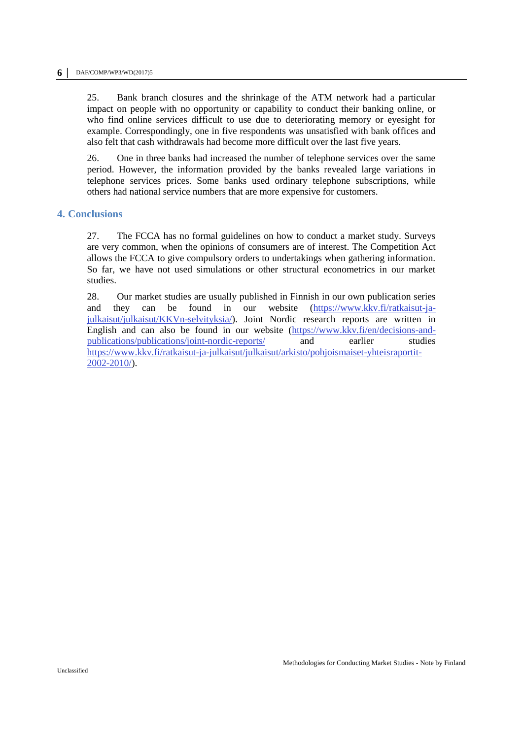25. Bank branch closures and the shrinkage of the ATM network had a particular impact on people with no opportunity or capability to conduct their banking online, or who find online services difficult to use due to deteriorating memory or eyesight for example. Correspondingly, one in five respondents was unsatisfied with bank offices and also felt that cash withdrawals had become more difficult over the last five years.

26. One in three banks had increased the number of telephone services over the same period. However, the information provided by the banks revealed large variations in telephone services prices. Some banks used ordinary telephone subscriptions, while others had national service numbers that are more expensive for customers.

## 4. Conclusions

27. The FCCA has no formal guidelines on how to conduct a market study. Surveys are very common, when the opinions of consumers are of interest. The Competition Act allows the FCCA to give compulsory orders to undertakings when gathering information. So far, we have not used simulations or other structural econometrics in our market studies.

28. Our market studies are usually published in Finnish in our own publication series and they can be found in our website (https://www.kkv.fi/ratkaisut-ja-julkaisut/julkaisut/KKVn-selvityksia/). Joint Nordic research reports are written in English and can also be found in our website (https://www.kkv.fi/en/decisions-and-publications/publications/joint-nordic-reports/ and earlier studies https://www.kkv.fi/ratkaisut-ja-julkaisut/julkaisut/arkisto/pohjoismaiset-yhteisraportit-2002-2010/).